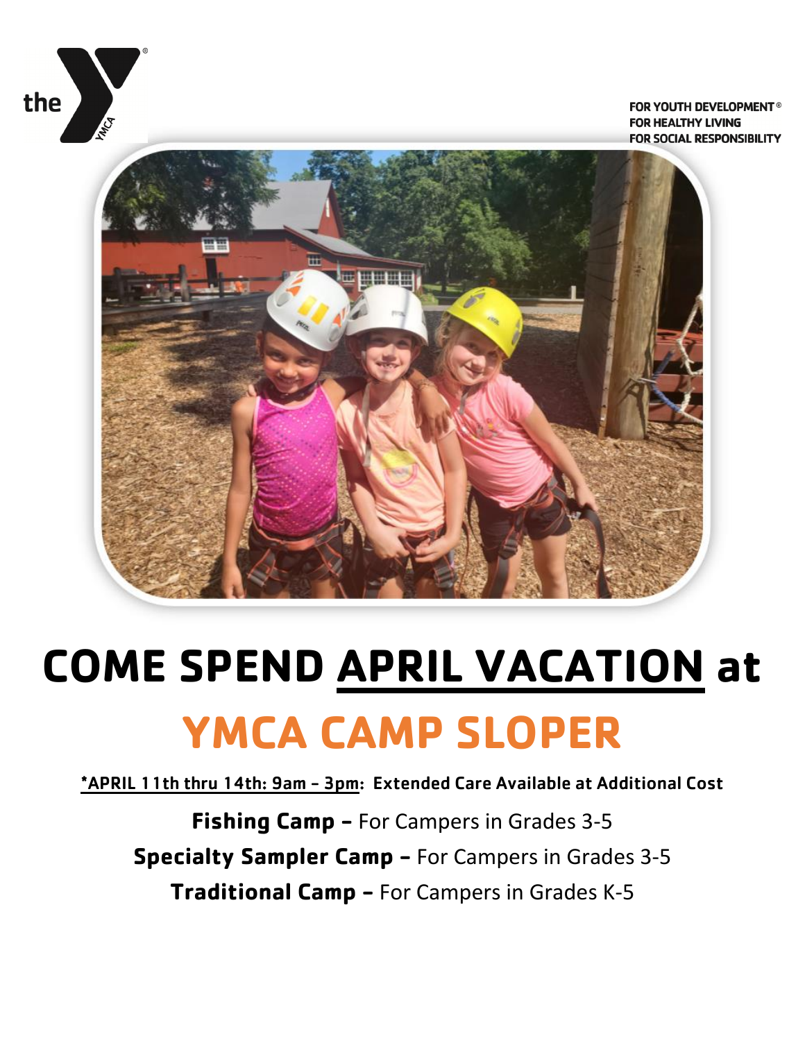FOR YOUTH DEVELOPMENT®
FOR HEALTHY LIVING
FOR SOCIAL RESPONSIBILITY

# COME SPEND APRIL VACATION at

# YMCA CAMP SLOPER

**\*APRIL 11th thru 14th: 9am – 3pm: Extended Care Available at Additional Cost**

**Fishing Camp –** For Campers in Grades 3-5

**Specialty Sampler Camp –** For Campers in Grades 3-5

**Traditional Camp –** For Campers in Grades K-5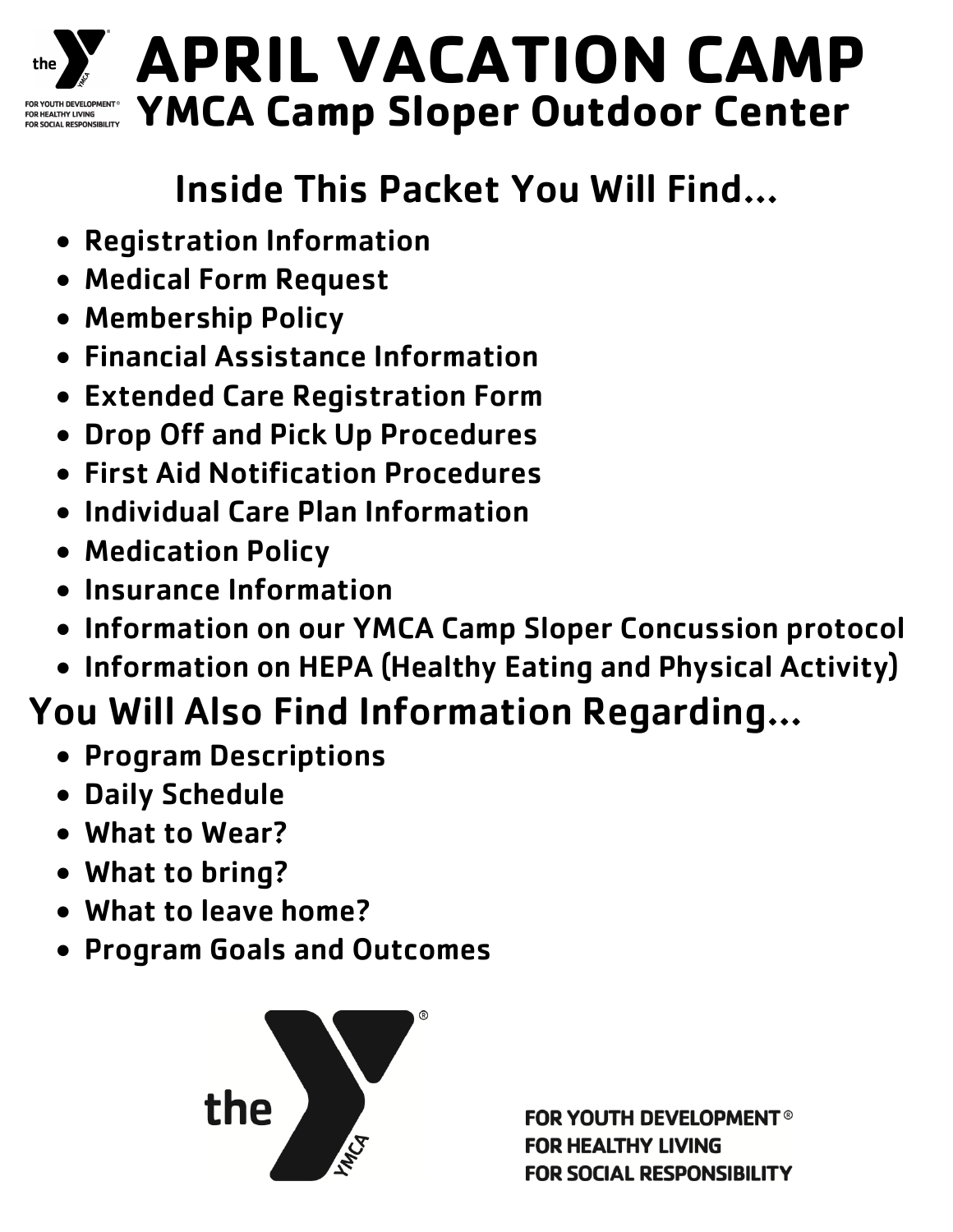# APRIL VACATION CAMP

## YMCA Camp Sloper Outdoor Center

## Inside This Packet You Will Find...

- Registration Information
- Medical Form Request
- Membership Policy
- Financial Assistance Information
- Extended Care Registration Form
- Drop Off and Pick Up Procedures
- First Aid Notification Procedures
- Individual Care Plan Information
- Medication Policy
- Insurance Information
- Information on our YMCA Camp Sloper Concussion protocol
- Information on HEPA (Healthy Eating and Physical Activity)

## You Will Also Find Information Regarding...

- Program Descriptions
- Daily Schedule
- What to Wear?
- What to bring?
- What to leave home?
- Program Goals and Outcomes

FOR YOUTH DEVELOPMENT®
FOR HEALTHY LIVING
FOR SOCIAL RESPONSIBILITY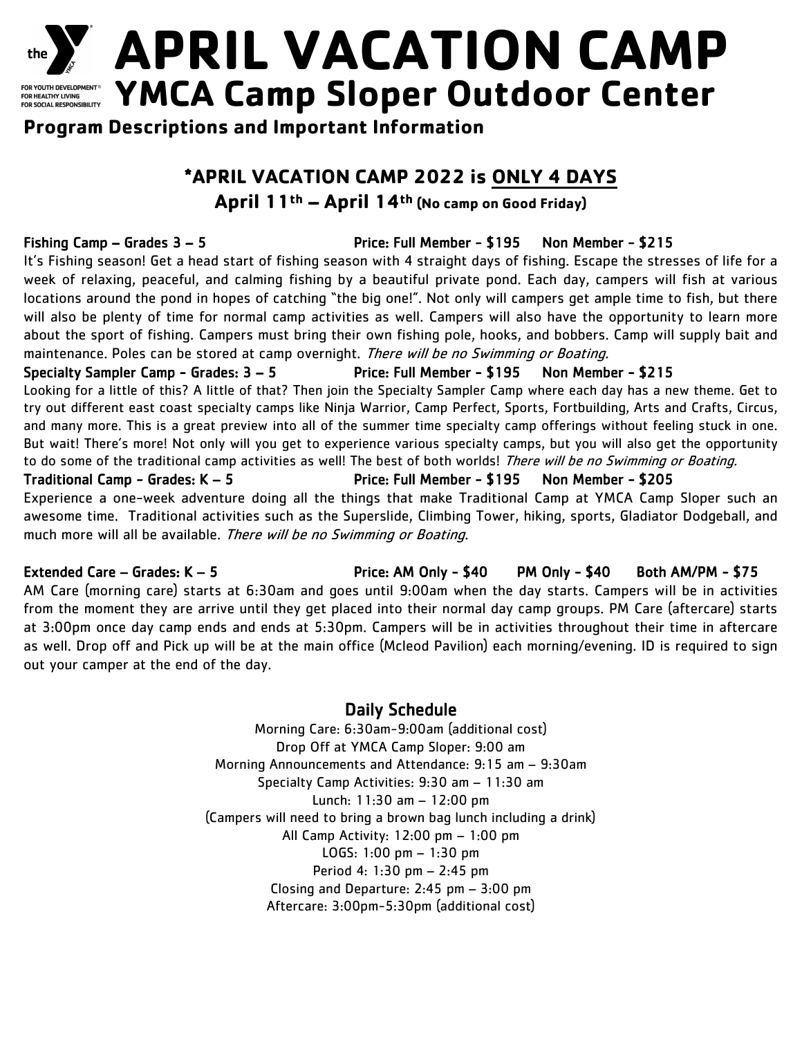# APRIL VACATION CAMP

# YMCA Camp Sloper Outdoor Center

**Program Descriptions and Important Information**

## *APRIL VACATION CAMP 2022 is ONLY 4 DAYS

### April 11th – April 14th (No camp on Good Friday)

**Fishing Camp – Grades 3 – 5** **Price: Full Member - $195 Non Member - $215**

It's Fishing season! Get a head start of fishing season with 4 straight days of fishing. Escape the stresses of life for a week of relaxing, peaceful, and calming fishing by a beautiful private pond. Each day, campers will fish at various locations around the pond in hopes of catching "the big one!". Not only will campers get ample time to fish, but there will also be plenty of time for normal camp activities as well. Campers will also have the opportunity to learn more about the sport of fishing. Campers must bring their own fishing pole, hooks, and bobbers. Camp will supply bait and maintenance. Poles can be stored at camp overnight. *There will be no Swimming or Boating.*

**Specialty Sampler Camp - Grades: 3 – 5** **Price: Full Member - $195 Non Member - $215**

Looking for a little of this? A little of that? Then join the Specialty Sampler Camp where each day has a new theme. Get to try out different east coast specialty camps like Ninja Warrior, Camp Perfect, Sports, Fortbuilding, Arts and Crafts, Circus, and many more. This is a great preview into all of the summer time specialty camp offerings without feeling stuck in one. But wait! There's more! Not only will you get to experience various specialty camps, but you will also get the opportunity to do some of the traditional camp activities as well! The best of both worlds! *There will be no Swimming or Boating.*

**Traditional Camp - Grades: K – 5** **Price: Full Member - $195 Non Member - $205**

Experience a one-week adventure doing all the things that make Traditional Camp at YMCA Camp Sloper such an awesome time. Traditional activities such as the Superslide, Climbing Tower, hiking, sports, Gladiator Dodgeball, and much more will all be available. *There will be no Swimming or Boating*.

**Extended Care – Grades: K – 5** **Price: AM Only - $40 PM Only - $40 Both AM/PM - $75**

AM Care (morning care) starts at 6:30am and goes until 9:00am when the day starts. Campers will be in activities from the moment they are arrive until they get placed into their normal day camp groups. PM Care (aftercare) starts at 3:00pm once day camp ends and ends at 5:30pm. Campers will be in activities throughout their time in aftercare as well. Drop off and Pick up will be at the main office (Mcleod Pavilion) each morning/evening. ID is required to sign out your camper at the end of the day.

### Daily Schedule

Morning Care: 6:30am-9:00am (additional cost)
Drop Off at YMCA Camp Sloper: 9:00 am
Morning Announcements and Attendance: 9:15 am – 9:30am
Specialty Camp Activities: 9:30 am – 11:30 am
Lunch: 11:30 am – 12:00 pm
(Campers will need to bring a brown bag lunch including a drink)
All Camp Activity: 12:00 pm – 1:00 pm
LOGS: 1:00 pm – 1:30 pm
Period 4: 1:30 pm – 2:45 pm
Closing and Departure: 2:45 pm – 3:00 pm
Aftercare: 3:00pm-5:30pm (additional cost)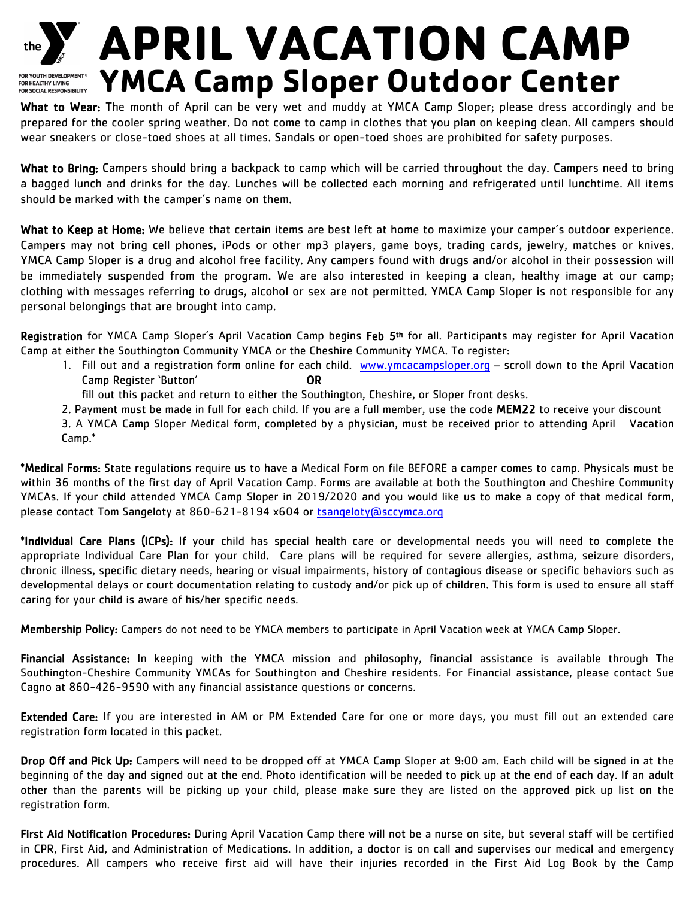# APRIL VACATION CAMP

## YMCA Camp Sloper Outdoor Center

**What to Wear:** The month of April can be very wet and muddy at YMCA Camp Sloper; please dress accordingly and be prepared for the cooler spring weather. Do not come to camp in clothes that you plan on keeping clean. All campers should wear sneakers or close-toed shoes at all times. Sandals or open-toed shoes are prohibited for safety purposes.

**What to Bring:** Campers should bring a backpack to camp which will be carried throughout the day. Campers need to bring a bagged lunch and drinks for the day. Lunches will be collected each morning and refrigerated until lunchtime. All items should be marked with the camper's name on them.

**What to Keep at Home:** We believe that certain items are best left at home to maximize your camper's outdoor experience. Campers may not bring cell phones, iPods or other mp3 players, game boys, trading cards, jewelry, matches or knives. YMCA Camp Sloper is a drug and alcohol free facility. Any campers found with drugs and/or alcohol in their possession will be immediately suspended from the program. We are also interested in keeping a clean, healthy image at our camp; clothing with messages referring to drugs, alcohol or sex are not permitted. YMCA Camp Sloper is not responsible for any personal belongings that are brought into camp.

**Registration** for YMCA Camp Sloper's April Vacation Camp begins **Feb 5th** for all. Participants may register for April Vacation Camp at either the Southington Community YMCA or the Cheshire Community YMCA. To register:

1. Fill out and a registration form online for each child. www.ymcacampsloper.org – scroll down to the April Vacation Camp Register 'Button' **OR**
   fill out this packet and return to either the Southington, Cheshire, or Sloper front desks.
2. Payment must be made in full for each child. If you are a full member, use the code **MEM22** to receive your discount
3. A YMCA Camp Sloper Medical form, completed by a physician, must be received prior to attending April Vacation Camp.*

**\*Medical Forms:** State regulations require us to have a Medical Form on file BEFORE a camper comes to camp. Physicals must be within 36 months of the first day of April Vacation Camp. Forms are available at both the Southington and Cheshire Community YMCAs. If your child attended YMCA Camp Sloper in 2019/2020 and you would like us to make a copy of that medical form, please contact Tom Sangeloty at 860-621-8194 x604 or tsangeloty@sccymca.org

**\*Individual Care Plans (ICPs):** If your child has special health care or developmental needs you will need to complete the appropriate Individual Care Plan for your child. Care plans will be required for severe allergies, asthma, seizure disorders, chronic illness, specific dietary needs, hearing or visual impairments, history of contagious disease or specific behaviors such as developmental delays or court documentation relating to custody and/or pick up of children. This form is used to ensure all staff caring for your child is aware of his/her specific needs.

**Membership Policy:** Campers do not need to be YMCA members to participate in April Vacation week at YMCA Camp Sloper.

**Financial Assistance:** In keeping with the YMCA mission and philosophy, financial assistance is available through The Southington-Cheshire Community YMCAs for Southington and Cheshire residents. For Financial assistance, please contact Sue Cagno at 860-426-9590 with any financial assistance questions or concerns.

**Extended Care:** If you are interested in AM or PM Extended Care for one or more days, you must fill out an extended care registration form located in this packet.

**Drop Off and Pick Up:** Campers will need to be dropped off at YMCA Camp Sloper at 9:00 am. Each child will be signed in at the beginning of the day and signed out at the end. Photo identification will be needed to pick up at the end of each day. If an adult other than the parents will be picking up your child, please make sure they are listed on the approved pick up list on the registration form.

**First Aid Notification Procedures:** During April Vacation Camp there will not be a nurse on site, but several staff will be certified in CPR, First Aid, and Administration of Medications. In addition, a doctor is on call and supervises our medical and emergency procedures. All campers who receive first aid will have their injuries recorded in the First Aid Log Book by the Camp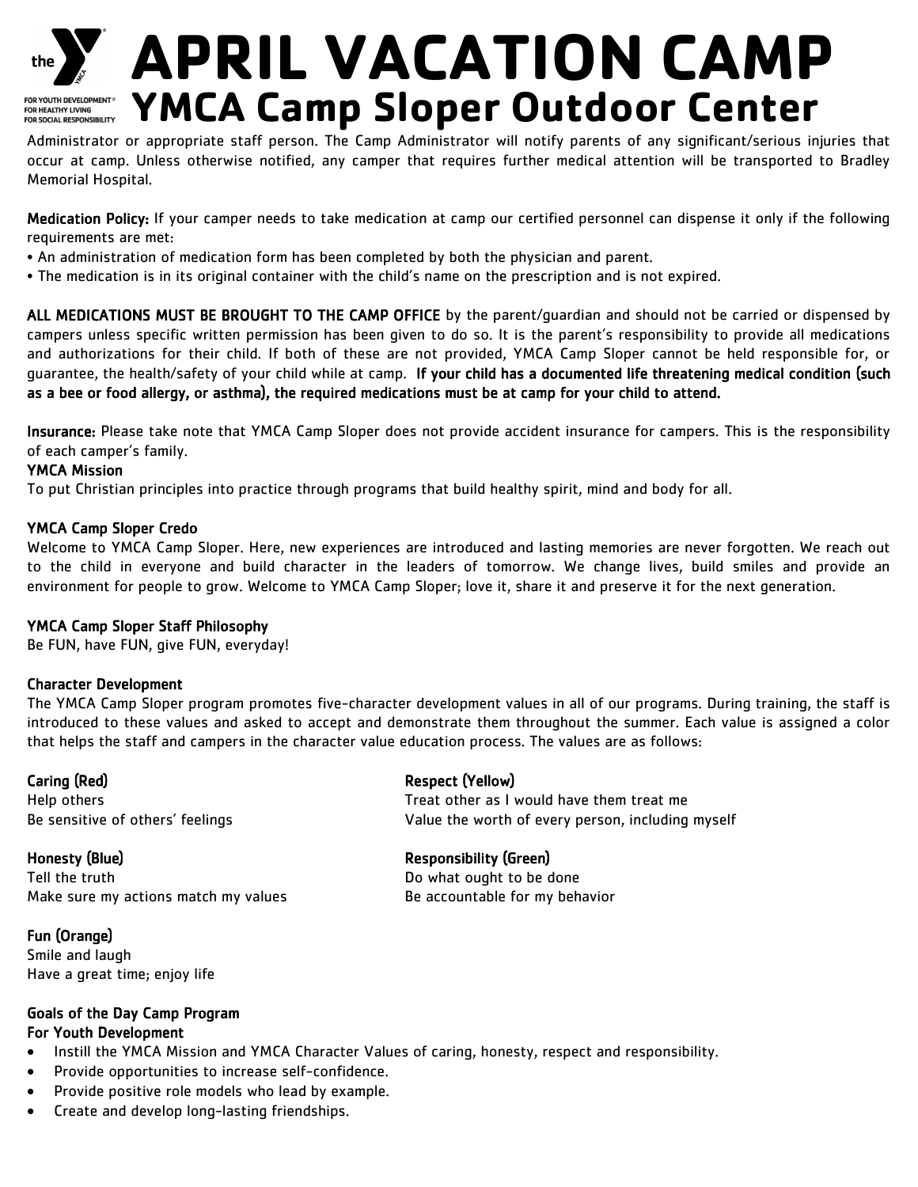# APRIL VACATION CAMP
## YMCA Camp Sloper Outdoor Center

Administrator or appropriate staff person. The Camp Administrator will notify parents of any significant/serious injuries that occur at camp. Unless otherwise notified, any camper that requires further medical attention will be transported to Bradley Memorial Hospital.

**Medication Policy:** If your camper needs to take medication at camp our certified personnel can dispense it only if the following requirements are met:

- An administration of medication form has been completed by both the physician and parent.
- The medication is in its original container with the child's name on the prescription and is not expired.

**ALL MEDICATIONS MUST BE BROUGHT TO THE CAMP OFFICE** by the parent/guardian and should not be carried or dispensed by campers unless specific written permission has been given to do so. It is the parent's responsibility to provide all medications and authorizations for their child. If both of these are not provided, YMCA Camp Sloper cannot be held responsible for, or guarantee, the health/safety of your child while at camp. **If your child has a documented life threatening medical condition (such as a bee or food allergy, or asthma), the required medications must be at camp for your child to attend.**

**Insurance:** Please take note that YMCA Camp Sloper does not provide accident insurance for campers. This is the responsibility of each camper's family.

**YMCA Mission**

To put Christian principles into practice through programs that build healthy spirit, mind and body for all.

**YMCA Camp Sloper Credo**

Welcome to YMCA Camp Sloper. Here, new experiences are introduced and lasting memories are never forgotten. We reach out to the child in everyone and build character in the leaders of tomorrow. We change lives, build smiles and provide an environment for people to grow. Welcome to YMCA Camp Sloper; love it, share it and preserve it for the next generation.

**YMCA Camp Sloper Staff Philosophy**

Be FUN, have FUN, give FUN, everyday!

**Character Development**

The YMCA Camp Sloper program promotes five-character development values in all of our programs. During training, the staff is introduced to these values and asked to accept and demonstrate them throughout the summer. Each value is assigned a color that helps the staff and campers in the character value education process. The values are as follows:

**Caring (Red)**
Help others
Be sensitive of others' feelings

**Respect (Yellow)**
Treat other as I would have them treat me
Value the worth of every person, including myself

**Honesty (Blue)**
Tell the truth
Make sure my actions match my values

**Responsibility (Green)**
Do what ought to be done
Be accountable for my behavior

**Fun (Orange)**
Smile and laugh
Have a great time; enjoy life

**Goals of the Day Camp Program**
**For Youth Development**

- Instill the YMCA Mission and YMCA Character Values of caring, honesty, respect and responsibility.
- Provide opportunities to increase self-confidence.
- Provide positive role models who lead by example.
- Create and develop long-lasting friendships.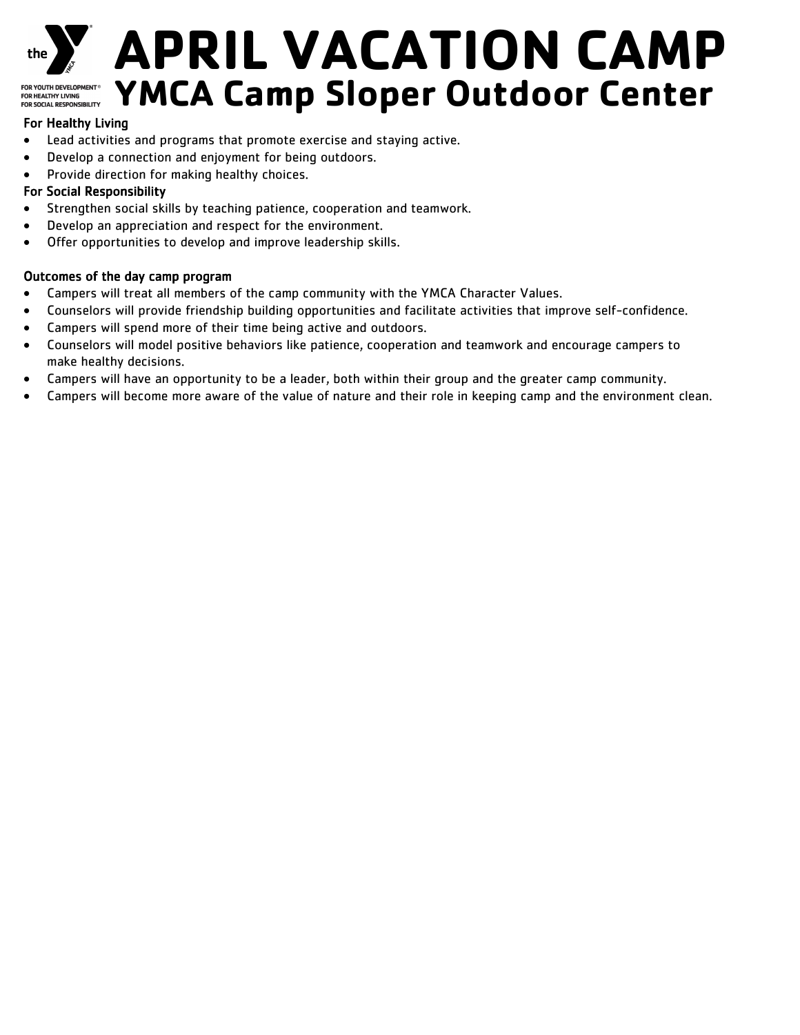# APRIL VACATION CAMP

## YMCA Camp Sloper Outdoor Center

**For Healthy Living**

- Lead activities and programs that promote exercise and staying active.
- Develop a connection and enjoyment for being outdoors.
- Provide direction for making healthy choices.

**For Social Responsibility**

- Strengthen social skills by teaching patience, cooperation and teamwork.
- Develop an appreciation and respect for the environment.
- Offer opportunities to develop and improve leadership skills.

**Outcomes of the day camp program**

- Campers will treat all members of the camp community with the YMCA Character Values.
- Counselors will provide friendship building opportunities and facilitate activities that improve self-confidence.
- Campers will spend more of their time being active and outdoors.
- Counselors will model positive behaviors like patience, cooperation and teamwork and encourage campers to make healthy decisions.
- Campers will have an opportunity to be a leader, both within their group and the greater camp community.
- Campers will become more aware of the value of nature and their role in keeping camp and the environment clean.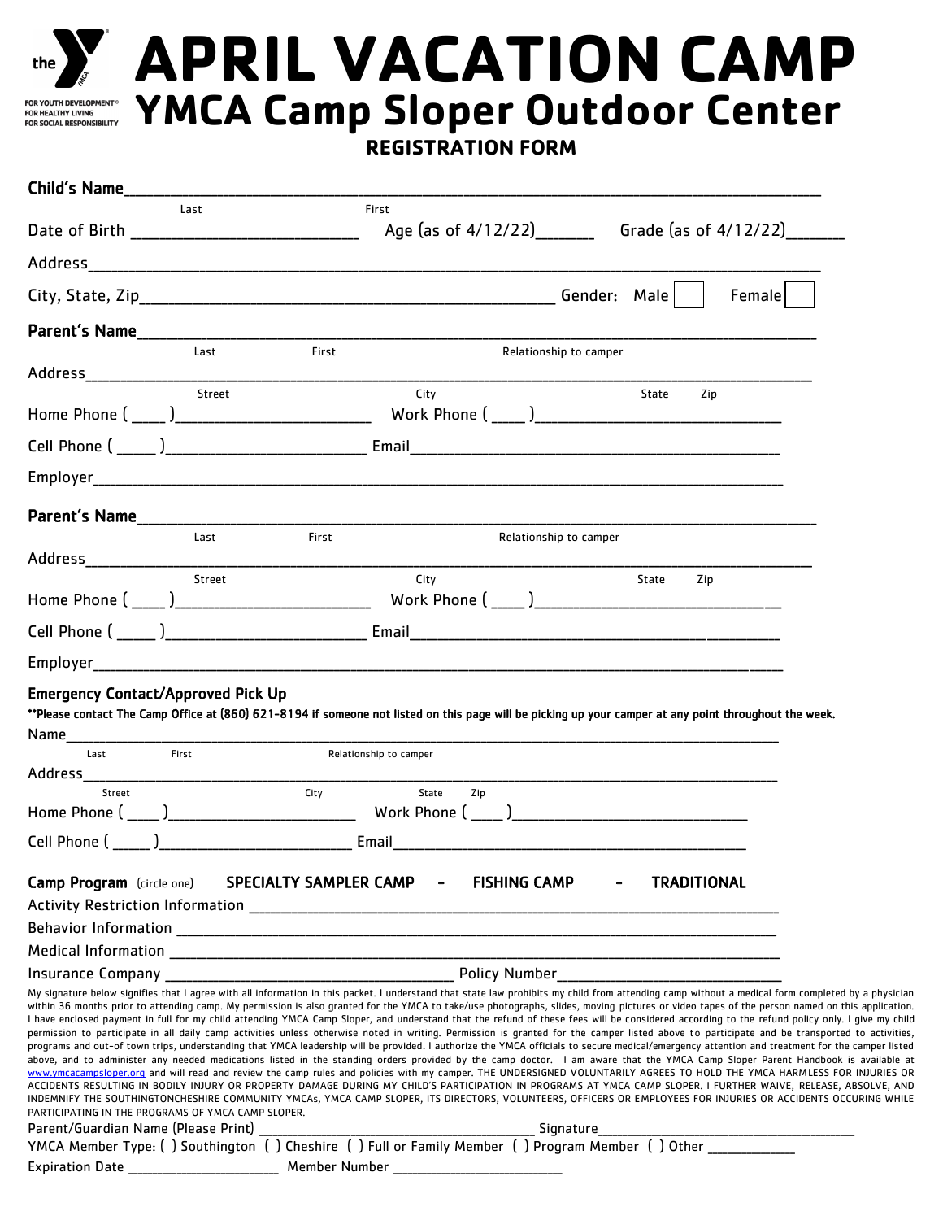the YMCA

FOR YOUTH DEVELOPMENT®
FOR HEALTHY LIVING
FOR SOCIAL RESPONSIBILITY

# APRIL VACATION CAMP

## YMCA Camp Sloper Outdoor Center

### REGISTRATION FORM

**Child's Name**______________________________________________________________________
Last First

Date of Birth ___________________________ Age (as of 4/12/22)_______ Grade (as of 4/12/22)_______

Address______________________________________________________________________

City, State, Zip_____________________________________________ Gender: Male [ ] Female [ ]

**Parent's Name**______________________________________________________________________
Last First Relationship to camper

Address______________________________________________________________________
Street City State Zip

Home Phone ( ____ )________________________ Work Phone ( ____ )______________________________

Cell Phone ( _____ )________________________ Email_____________________________________________

Employer______________________________________________________________________

**Parent's Name**______________________________________________________________________
Last First Relationship to camper

Address______________________________________________________________________
Street City State Zip

Home Phone ( ____ )________________________ Work Phone ( ____ )______________________________

Cell Phone ( _____ )________________________ Email_____________________________________________

Employer______________________________________________________________________

**Emergency Contact/Approved Pick Up**

**\*\*Please contact The Camp Office at (860) 621-8194 if someone not listed on this page will be picking up your camper at any point throughout the week.**

Name______________________________________________________________________
Last First Relationship to camper

Address______________________________________________________________________
Street City State Zip

Home Phone ( ____ )________________________ Work Phone ( ____ )______________________________

Cell Phone ( _____ )________________________ Email_____________________________________________

**Camp Program** (circle one) **SPECIALTY SAMPLER CAMP - FISHING CAMP - TRADITIONAL**

Activity Restriction Information ____________________________________________________________

Behavior Information ____________________________________________________________

Medical Information ____________________________________________________________

Insurance Company ____________________________________ Policy Number_____________________________

My signature below signifies that I agree with all information in this packet. I understand that state law prohibits my child from attending camp without a medical form completed by a physician within 36 months prior to attending camp. My permission is also granted for the YMCA to take/use photographs, slides, moving pictures or video tapes of the person named on this application. I have enclosed payment in full for my child attending YMCA Camp Sloper, and understand that the refund of these fees will be considered according to the refund policy only. I give my child permission to participate in all daily camp activities unless otherwise noted in writing. Permission is granted for the camper listed above to participate and be transported to activities, programs and out-of town trips, understanding that YMCA leadership will be provided. I authorize the YMCA officials to secure medical/emergency attention and treatment for the camper listed above, and to administer any needed medications listed in the standing orders provided by the camp doctor. I am aware that the YMCA Camp Sloper Parent Handbook is available at www.ymcacampsloper.org and will read and review the camp rules and policies with my camper. THE UNDERSIGNED VOLUNTARILY AGREES TO HOLD THE YMCA HARMLESS FOR INJURIES OR ACCIDENTS RESULTING IN BODILY INJURY OR PROPERTY DAMAGE DURING MY CHILD'S PARTICIPATION IN PROGRAMS AT YMCA CAMP SLOPER. I FURTHER WAIVE, RELEASE, ABSOLVE, AND INDEMNIFY THE SOUTHINGTONCHESHIRE COMMUNITY YMCAs, YMCA CAMP SLOPER, ITS DIRECTORS, VOLUNTEERS, OFFICERS OR EMPLOYEES FOR INJURIES OR ACCIDENTS OCCURING WHILE PARTICIPATING IN THE PROGRAMS OF YMCA CAMP SLOPER.

Parent/Guardian Name (Please Print) ______________________________________ Signature_____________________________________

YMCA Member Type: ( ) Southington ( ) Cheshire ( ) Full or Family Member ( ) Program Member ( ) Other ____________

Expiration Date _____________________ Member Number _______________________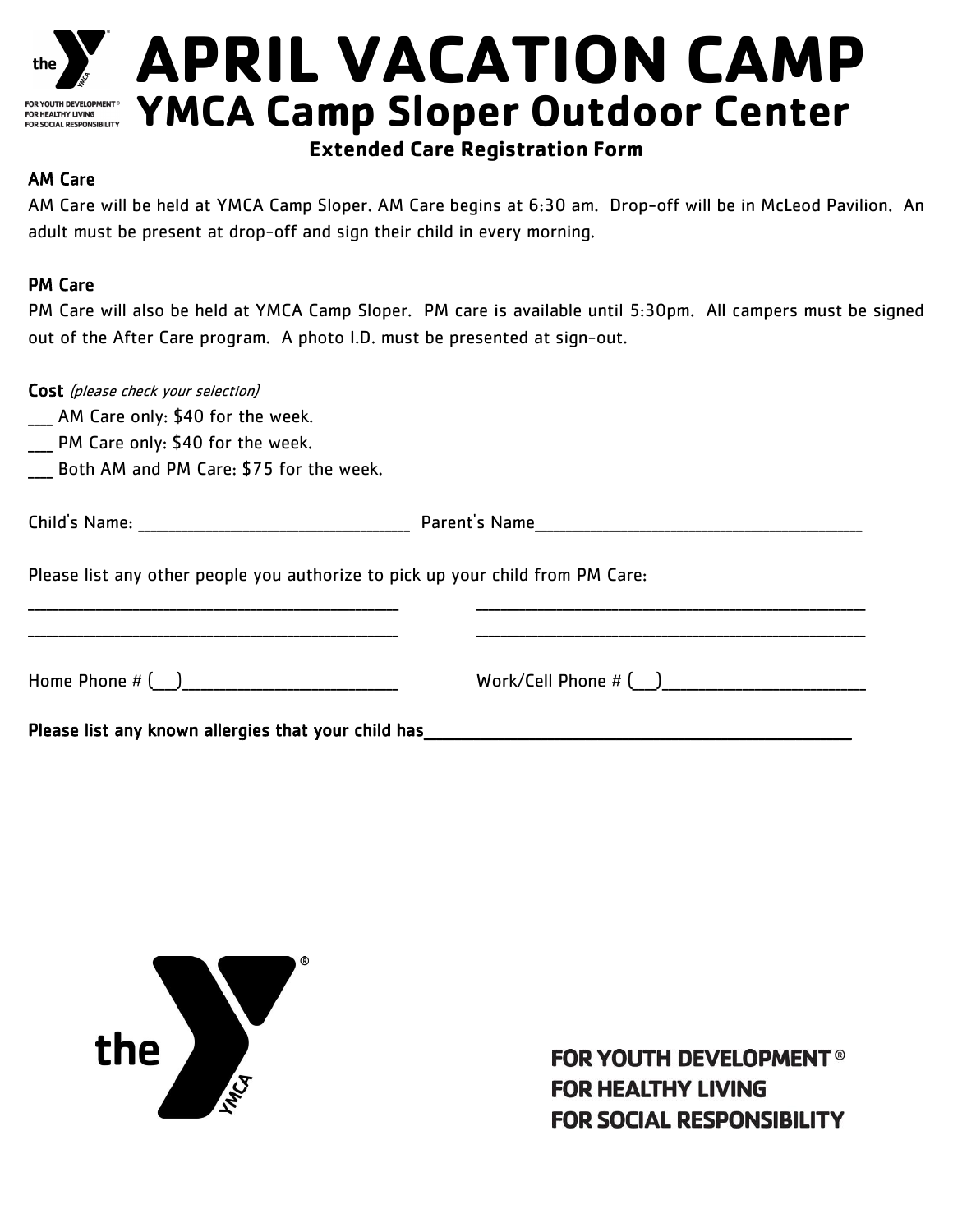# APRIL VACATION CAMP

## YMCA Camp Sloper Outdoor Center

### Extended Care Registration Form

**AM Care**

AM Care will be held at YMCA Camp Sloper. AM Care begins at 6:30 am. Drop-off will be in McLeod Pavilion. An adult must be present at drop-off and sign their child in every morning.

**PM Care**

PM Care will also be held at YMCA Camp Sloper. PM care is available until 5:30pm. All campers must be signed out of the After Care program. A photo I.D. must be presented at sign-out.

**Cost** *(please check your selection)*

___ AM Care only: $40 for the week.

___ PM Care only: $40 for the week.

___ Both AM and PM Care: $75 for the week.

Child's Name: ______________________________ Parent's Name____________________________________

Please list any other people you authorize to pick up your child from PM Care:

________________________________________ ________________________________________

________________________________________ ________________________________________

Home Phone # (___)______________________ Work/Cell Phone # (___)_____________________

**Please list any known allergies that your child has**_____________________________________________

FOR YOUTH DEVELOPMENT®
FOR HEALTHY LIVING
FOR SOCIAL RESPONSIBILITY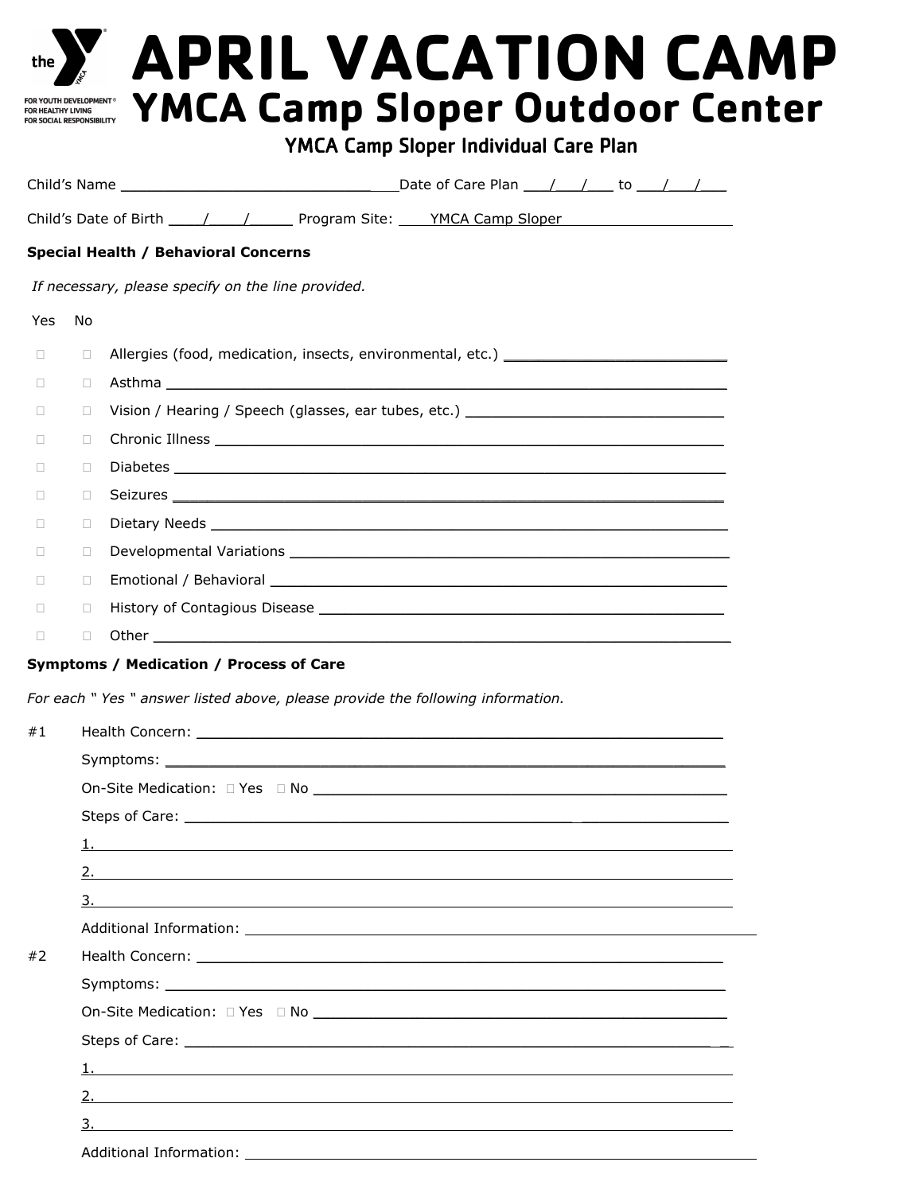the YMCA

FOR YOUTH DEVELOPMENT®
FOR HEALTHY LIVING
FOR SOCIAL RESPONSIBILITY

# APRIL VACATION CAMP

## YMCA Camp Sloper Outdoor Center

### YMCA Camp Sloper Individual Care Plan

Child's Name ______________________________ Date of Care Plan ___/___/___ to ___/___/___

Child's Date of Birth ____/____/_____ Program Site: YMCA Camp Sloper ____________________

**Special Health / Behavioral Concerns**

*If necessary, please specify on the line provided.*

| Yes | No | |
|---|---|---|
| ☐ | ☐ | Allergies (food, medication, insects, environmental, etc.) _________________________ |
| ☐ | ☐ | Asthma ____________________________________________________________ |
| ☐ | ☐ | Vision / Hearing / Speech (glasses, ear tubes, etc.) ______________________________ |
| ☐ | ☐ | Chronic Illness _______________________________________________________ |
| ☐ | ☐ | Diabetes __________________________________________________________ |
| ☐ | ☐ | Seizures __________________________________________________________ |
| ☐ | ☐ | Dietary Needs ________________________________________________________ |
| ☐ | ☐ | Developmental Variations _______________________________________________ |
| ☐ | ☐ | Emotional / Behavioral _________________________________________________ |
| ☐ | ☐ | History of Contagious Disease ___________________________________________ |
| ☐ | ☐ | Other _____________________________________________________________ |

**Symptoms / Medication / Process of Care**

*For each " Yes " answer listed above, please provide the following information.*

#1 Health Concern: _______________________________________________________

Symptoms: ___________________________________________________________

On-Site Medication: ☐ Yes ☐ No ______________________________________________

Steps of Care: ________________________________________________________

1. ______________________________________________________________

2. ______________________________________________________________

3. ______________________________________________________________

Additional Information: ___________________________________________________

#2 Health Concern: _______________________________________________________

Symptoms: ___________________________________________________________

On-Site Medication: ☐ Yes ☐ No ______________________________________________

Steps of Care: ________________________________________________________

1. ______________________________________________________________

2. ______________________________________________________________

3. ______________________________________________________________

Additional Information: ___________________________________________________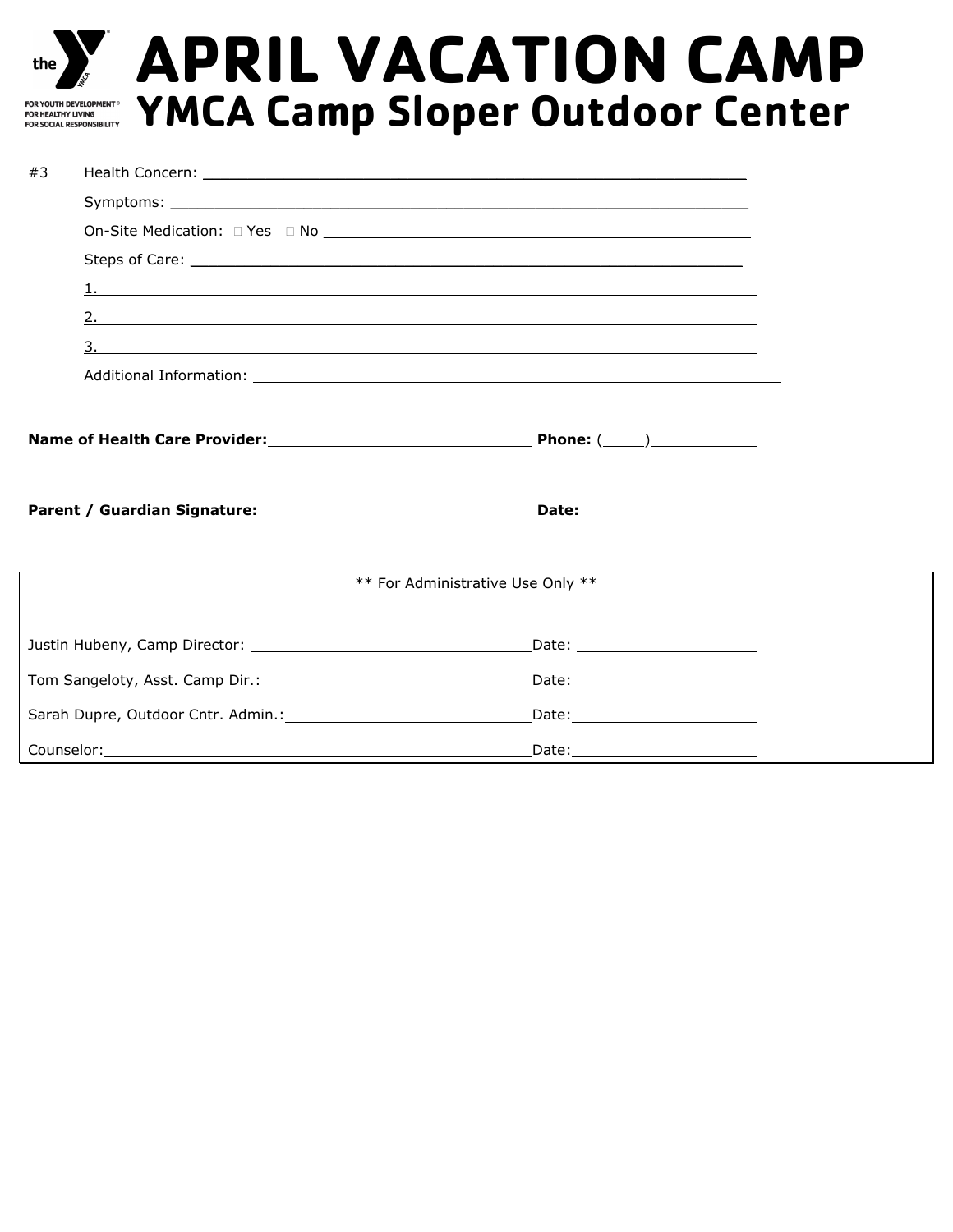# APRIL VACATION CAMP

## YMCA Camp Sloper Outdoor Center

the Y — FOR YOUTH DEVELOPMENT® FOR HEALTHY LIVING FOR SOCIAL RESPONSIBILITY

#3 Health Concern: ______________________________________________

Symptoms: ______________________________________________

On-Site Medication: ☐ Yes ☐ No ______________________________________

Steps of Care: ______________________________________________

1. ______________________________________________

2. ______________________________________________

3. ______________________________________________

Additional Information: ______________________________________________

**Name of Health Care Provider:** ____________________ **Phone:** (____)__________

**Parent / Guardian Signature:** ____________________ **Date:** ______________

** For Administrative Use Only **

Justin Hubeny, Camp Director: ____________________ Date: ______________

Tom Sangeloty, Asst. Camp Dir.: ____________________ Date: ______________

Sarah Dupre, Outdoor Cntr. Admin.: ____________________ Date: ______________

Counselor: ____________________ Date: ______________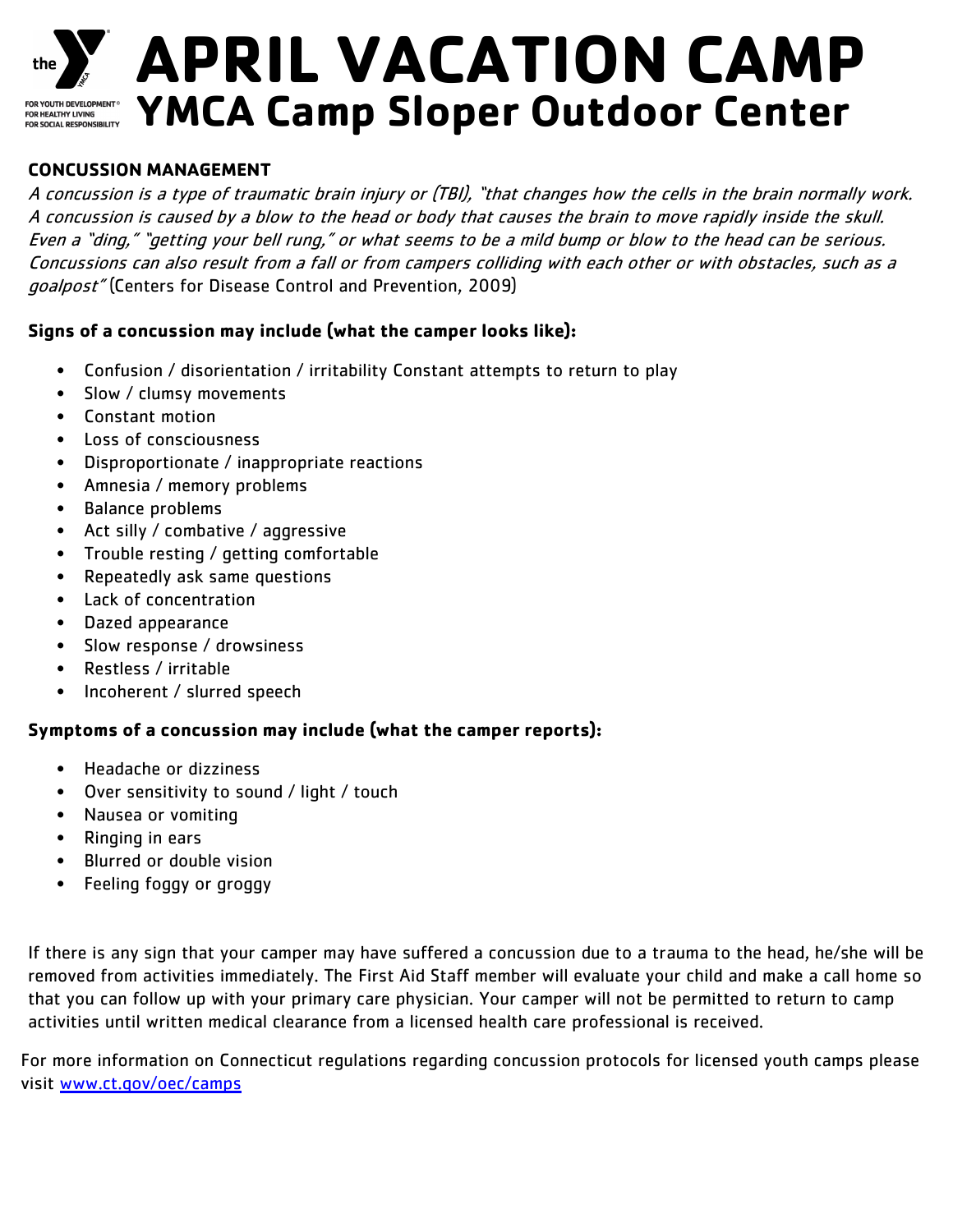# APRIL VACATION CAMP

## YMCA Camp Sloper Outdoor Center

### CONCUSSION MANAGEMENT

*A concussion is a type of traumatic brain injury or (TBI), "that changes how the cells in the brain normally work. A concussion is caused by a blow to the head or body that causes the brain to move rapidly inside the skull. Even a "ding," "getting your bell rung," or what seems to be a mild bump or blow to the head can be serious. Concussions can also result from a fall or from campers colliding with each other or with obstacles, such as a goalpost"* (Centers for Disease Control and Prevention, 2009)

**Signs of a concussion may include (what the camper looks like):**

- Confusion / disorientation / irritability Constant attempts to return to play
- Slow / clumsy movements
- Constant motion
- Loss of consciousness
- Disproportionate / inappropriate reactions
- Amnesia / memory problems
- Balance problems
- Act silly / combative / aggressive
- Trouble resting / getting comfortable
- Repeatedly ask same questions
- Lack of concentration
- Dazed appearance
- Slow response / drowsiness
- Restless / irritable
- Incoherent / slurred speech

**Symptoms of a concussion may include (what the camper reports):**

- Headache or dizziness
- Over sensitivity to sound / light / touch
- Nausea or vomiting
- Ringing in ears
- Blurred or double vision
- Feeling foggy or groggy

If there is any sign that your camper may have suffered a concussion due to a trauma to the head, he/she will be removed from activities immediately. The First Aid Staff member will evaluate your child and make a call home so that you can follow up with your primary care physician. Your camper will not be permitted to return to camp activities until written medical clearance from a licensed health care professional is received.

For more information on Connecticut regulations regarding concussion protocols for licensed youth camps please visit [www.ct.gov/oec/camps](www.ct.gov/oec/camps)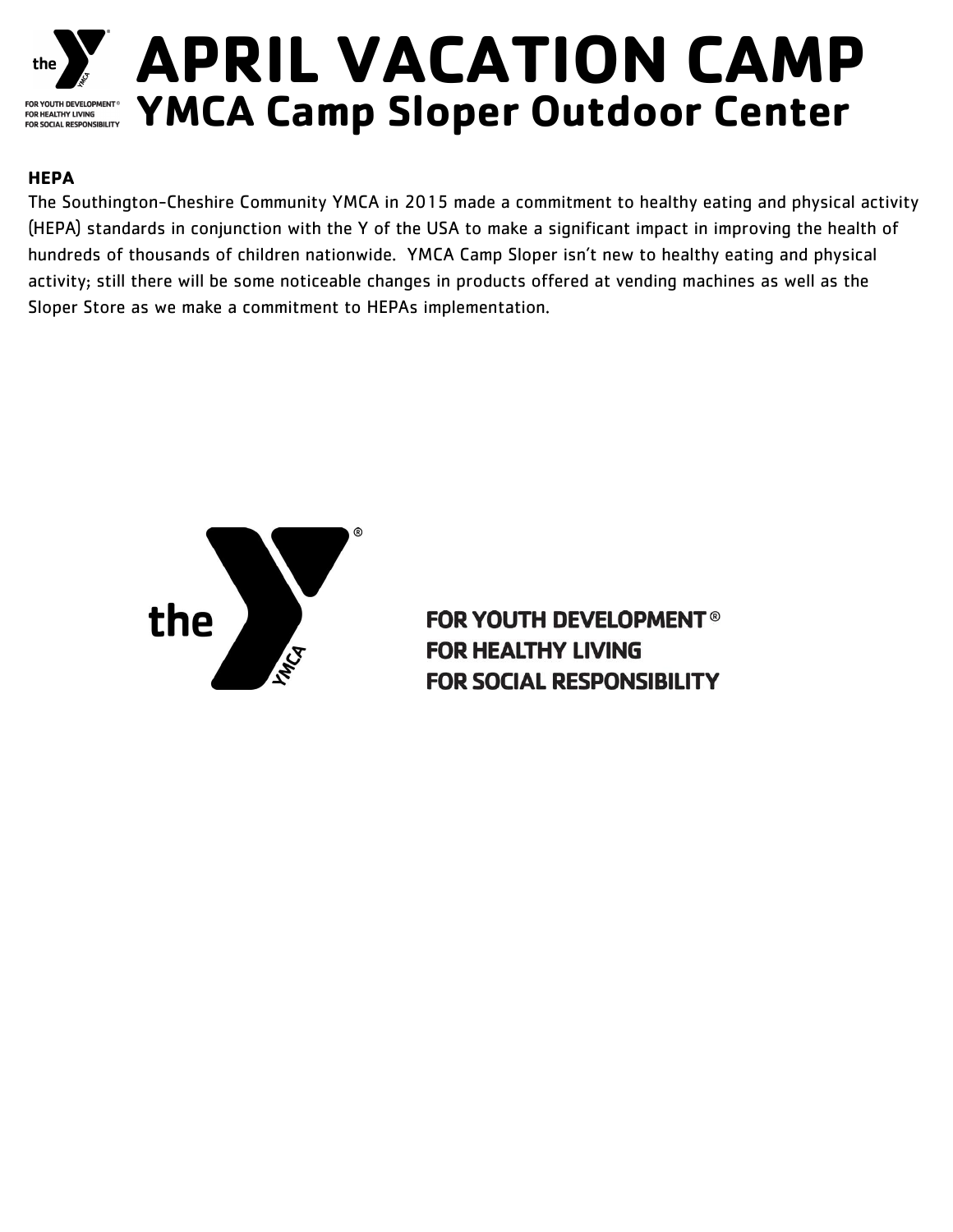# APRIL VACATION CAMP

## YMCA Camp Sloper Outdoor Center

**HEPA**

The Southington-Cheshire Community YMCA in 2015 made a commitment to healthy eating and physical activity (HEPA) standards in conjunction with the Y of the USA to make a significant impact in improving the health of hundreds of thousands of children nationwide. YMCA Camp Sloper isn't new to healthy eating and physical activity; still there will be some noticeable changes in products offered at vending machines as well as the Sloper Store as we make a commitment to HEPAs implementation.

FOR YOUTH DEVELOPMENT®
FOR HEALTHY LIVING
FOR SOCIAL RESPONSIBILITY